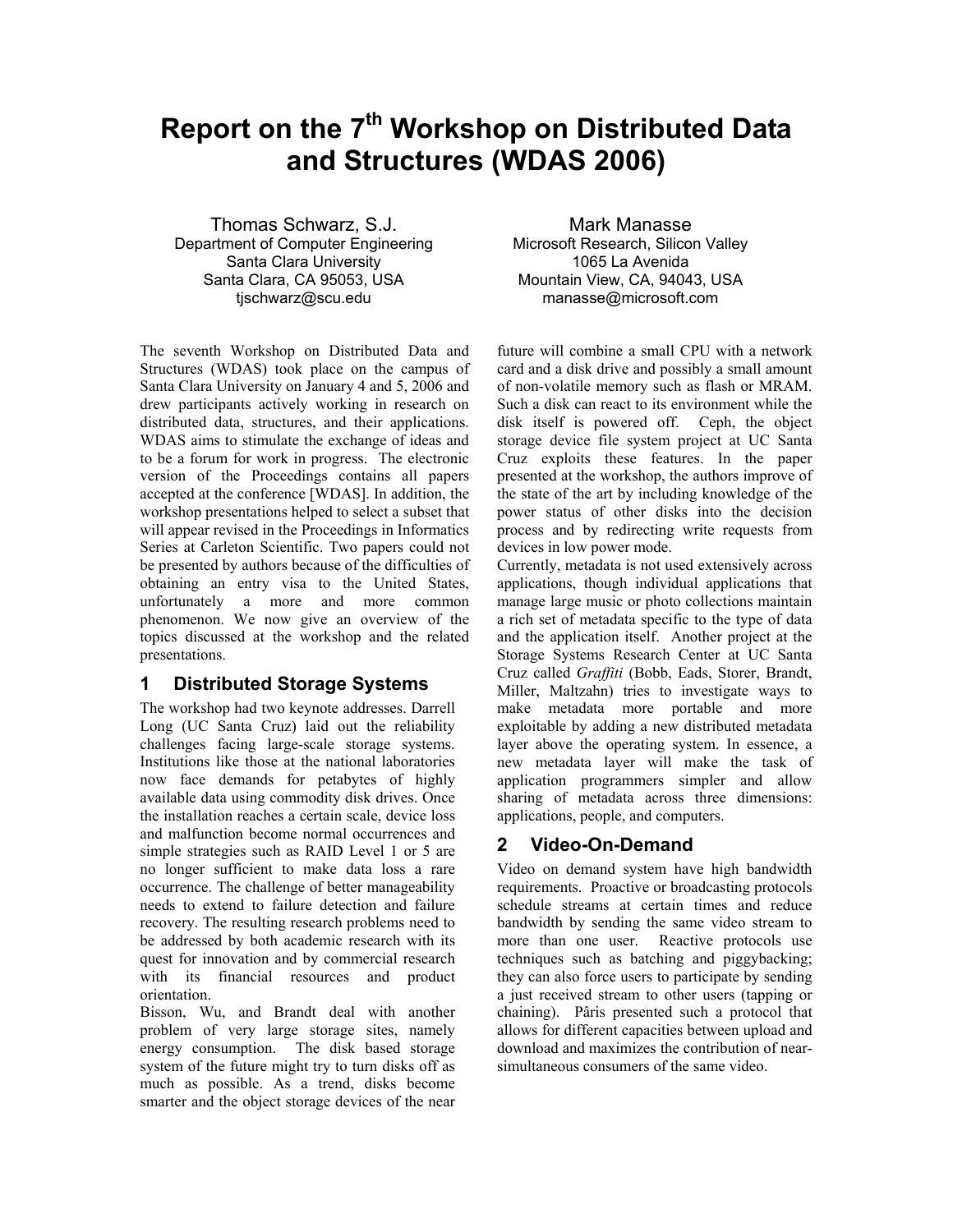# Report on the 7th Workshop on Distributed Data and Structures (WDAS 2006)

Thomas Schwarz, S.J.
Department of Computer Engineering
Santa Clara University
Santa Clara, CA 95053, USA
tjschwarz@scu.edu

Mark Manasse
Microsoft Research, Silicon Valley
1065 La Avenida
Mountain View, CA, 94043, USA
manasse@microsoft.com

The seventh Workshop on Distributed Data and Structures (WDAS) took place on the campus of Santa Clara University on January 4 and 5, 2006 and drew participants actively working in research on distributed data, structures, and their applications. WDAS aims to stimulate the exchange of ideas and to be a forum for work in progress. The electronic version of the Proceedings contains all papers accepted at the conference [WDAS]. In addition, the workshop presentations helped to select a subset that will appear revised in the Proceedings in Informatics Series at Carleton Scientific. Two papers could not be presented by authors because of the difficulties of obtaining an entry visa to the United States, unfortunately a more and more common phenomenon. We now give an overview of the topics discussed at the workshop and the related presentations.

## 1 Distributed Storage Systems

The workshop had two keynote addresses. Darrell Long (UC Santa Cruz) laid out the reliability challenges facing large-scale storage systems. Institutions like those at the national laboratories now face demands for petabytes of highly available data using commodity disk drives. Once the installation reaches a certain scale, device loss and malfunction become normal occurrences and simple strategies such as RAID Level 1 or 5 are no longer sufficient to make data loss a rare occurrence. The challenge of better manageability needs to extend to failure detection and failure recovery. The resulting research problems need to be addressed by both academic research with its quest for innovation and by commercial research with its financial resources and product orientation.

Bisson, Wu, and Brandt deal with another problem of very large storage sites, namely energy consumption. The disk based storage system of the future might try to turn disks off as much as possible. As a trend, disks become smarter and the object storage devices of the near future will combine a small CPU with a network card and a disk drive and possibly a small amount of non-volatile memory such as flash or MRAM. Such a disk can react to its environment while the disk itself is powered off. Ceph, the object storage device file system project at UC Santa Cruz exploits these features. In the paper presented at the workshop, the authors improve of the state of the art by including knowledge of the power status of other disks into the decision process and by redirecting write requests from devices in low power mode.

Currently, metadata is not used extensively across applications, though individual applications that manage large music or photo collections maintain a rich set of metadata specific to the type of data and the application itself. Another project at the Storage Systems Research Center at UC Santa Cruz called *Graffiti* (Bobb, Eads, Storer, Brandt, Miller, Maltzahn) tries to investigate ways to make metadata more portable and more exploitable by adding a new distributed metadata layer above the operating system. In essence, a new metadata layer will make the task of application programmers simpler and allow sharing of metadata across three dimensions: applications, people, and computers.

## 2 Video-On-Demand

Video on demand system have high bandwidth requirements. Proactive or broadcasting protocols schedule streams at certain times and reduce bandwidth by sending the same video stream to more than one user. Reactive protocols use techniques such as batching and piggybacking; they can also force users to participate by sending a just received stream to other users (tapping or chaining). Pâris presented such a protocol that allows for different capacities between upload and download and maximizes the contribution of near-simultaneous consumers of the same video.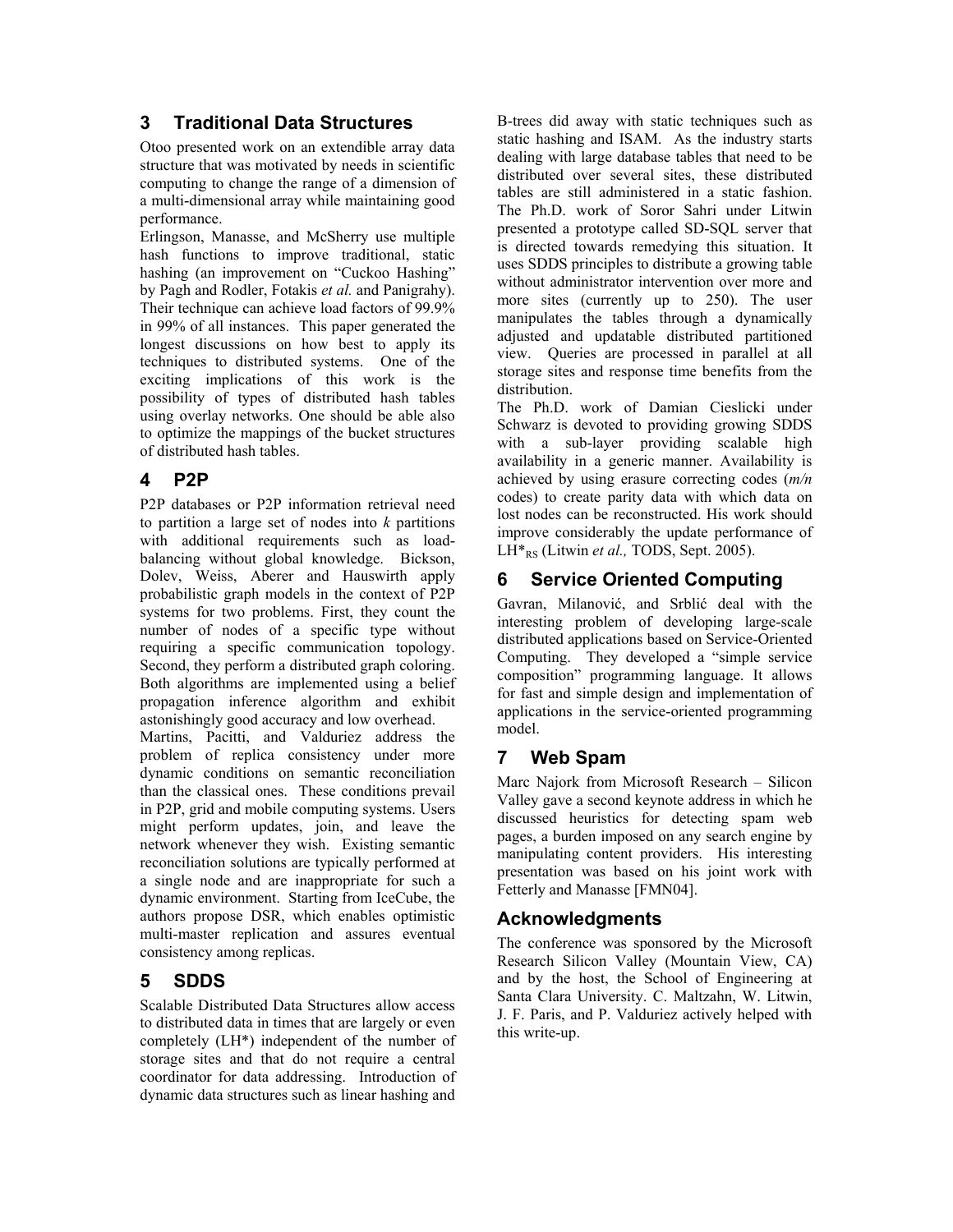## 3 Traditional Data Structures

Otoo presented work on an extendible array data structure that was motivated by needs in scientific computing to change the range of a dimension of a multi-dimensional array while maintaining good performance.

Erlingson, Manasse, and McSherry use multiple hash functions to improve traditional, static hashing (an improvement on "Cuckoo Hashing" by Pagh and Rodler, Fotakis *et al.* and Panigrahy). Their technique can achieve load factors of 99.9% in 99% of all instances. This paper generated the longest discussions on how best to apply its techniques to distributed systems. One of the exciting implications of this work is the possibility of types of distributed hash tables using overlay networks. One should be able also to optimize the mappings of the bucket structures of distributed hash tables.

## 4 P2P

P2P databases or P2P information retrieval need to partition a large set of nodes into *k* partitions with additional requirements such as load-balancing without global knowledge. Bickson, Dolev, Weiss, Aberer and Hauswirth apply probabilistic graph models in the context of P2P systems for two problems. First, they count the number of nodes of a specific type without requiring a specific communication topology. Second, they perform a distributed graph coloring. Both algorithms are implemented using a belief propagation inference algorithm and exhibit astonishingly good accuracy and low overhead.

Martins, Pacitti, and Valduriez address the problem of replica consistency under more dynamic conditions on semantic reconciliation than the classical ones. These conditions prevail in P2P, grid and mobile computing systems. Users might perform updates, join, and leave the network whenever they wish. Existing semantic reconciliation solutions are typically performed at a single node and are inappropriate for such a dynamic environment. Starting from IceCube, the authors propose DSR, which enables optimistic multi-master replication and assures eventual consistency among replicas.

## 5 SDDS

Scalable Distributed Data Structures allow access to distributed data in times that are largely or even completely (LH*) independent of the number of storage sites and that do not require a central coordinator for data addressing. Introduction of dynamic data structures such as linear hashing and B-trees did away with static techniques such as static hashing and ISAM. As the industry starts dealing with large database tables that need to be distributed over several sites, these distributed tables are still administered in a static fashion. The Ph.D. work of Soror Sahri under Litwin presented a prototype called SD-SQL server that is directed towards remedying this situation. It uses SDDS principles to distribute a growing table without administrator intervention over more and more sites (currently up to 250). The user manipulates the tables through a dynamically adjusted and updatable distributed partitioned view. Queries are processed in parallel at all storage sites and response time benefits from the distribution.

The Ph.D. work of Damian Cieslicki under Schwarz is devoted to providing growing SDDS with a sub-layer providing scalable high availability in a generic manner. Availability is achieved by using erasure correcting codes (*m/n* codes) to create parity data with which data on lost nodes can be reconstructed. His work should improve considerably the update performance of $LH^*_{RS}$ (Litwin *et al.,* TODS, Sept. 2005).

## 6 Service Oriented Computing

Gavran, Milanović, and Srblić deal with the interesting problem of developing large-scale distributed applications based on Service-Oriented Computing. They developed a "simple service composition" programming language. It allows for fast and simple design and implementation of applications in the service-oriented programming model.

## 7 Web Spam

Marc Najork from Microsoft Research – Silicon Valley gave a second keynote address in which he discussed heuristics for detecting spam web pages, a burden imposed on any search engine by manipulating content providers. His interesting presentation was based on his joint work with Fetterly and Manasse [FMN04].

## Acknowledgments

The conference was sponsored by the Microsoft Research Silicon Valley (Mountain View, CA) and by the host, the School of Engineering at Santa Clara University. C. Maltzahn, W. Litwin, J. F. Paris, and P. Valduriez actively helped with this write-up.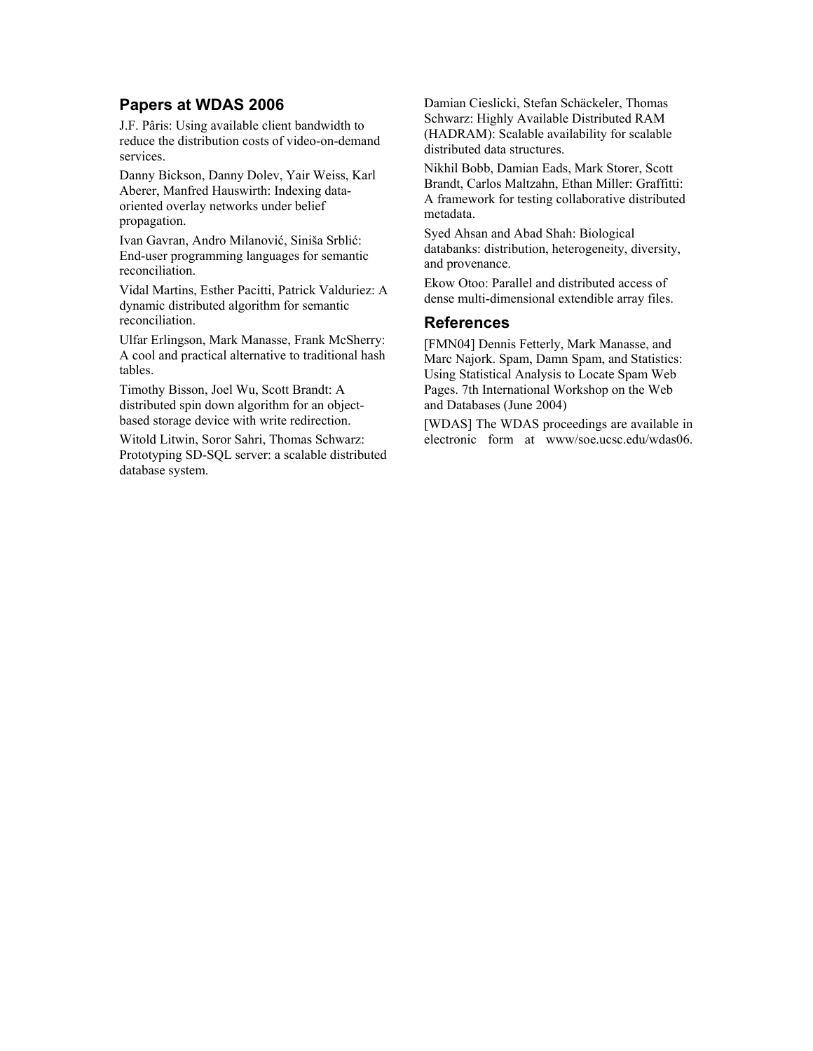## Papers at WDAS 2006

J.F. Pâris: Using available client bandwidth to reduce the distribution costs of video-on-demand services.

Danny Bickson, Danny Dolev, Yair Weiss, Karl Aberer, Manfred Hauswirth: Indexing data-oriented overlay networks under belief propagation.

Ivan Gavran, Andro Milanović, Siniša Srblić: End-user programming languages for semantic reconciliation.

Vidal Martins, Esther Pacitti, Patrick Valduriez: A dynamic distributed algorithm for semantic reconciliation.

Ulfar Erlingson, Mark Manasse, Frank McSherry: A cool and practical alternative to traditional hash tables.

Timothy Bisson, Joel Wu, Scott Brandt: A distributed spin down algorithm for an object-based storage device with write redirection.

Witold Litwin, Soror Sahri, Thomas Schwarz: Prototyping SD-SQL server: a scalable distributed database system.

Damian Cieslicki, Stefan Schäckeler, Thomas Schwarz: Highly Available Distributed RAM (HADRAM): Scalable availability for scalable distributed data structures.

Nikhil Bobb, Damian Eads, Mark Storer, Scott Brandt, Carlos Maltzahn, Ethan Miller: Graffitti: A framework for testing collaborative distributed metadata.

Syed Ahsan and Abad Shah: Biological databanks: distribution, heterogeneity, diversity, and provenance.

Ekow Otoo: Parallel and distributed access of dense multi-dimensional extendible array files.

## References

[FMN04] Dennis Fetterly, Mark Manasse, and Marc Najork. Spam, Damn Spam, and Statistics: Using Statistical Analysis to Locate Spam Web Pages. 7th International Workshop on the Web and Databases (June 2004)

[WDAS] The WDAS proceedings are available in electronic form at www/soe.ucsc.edu/wdas06.